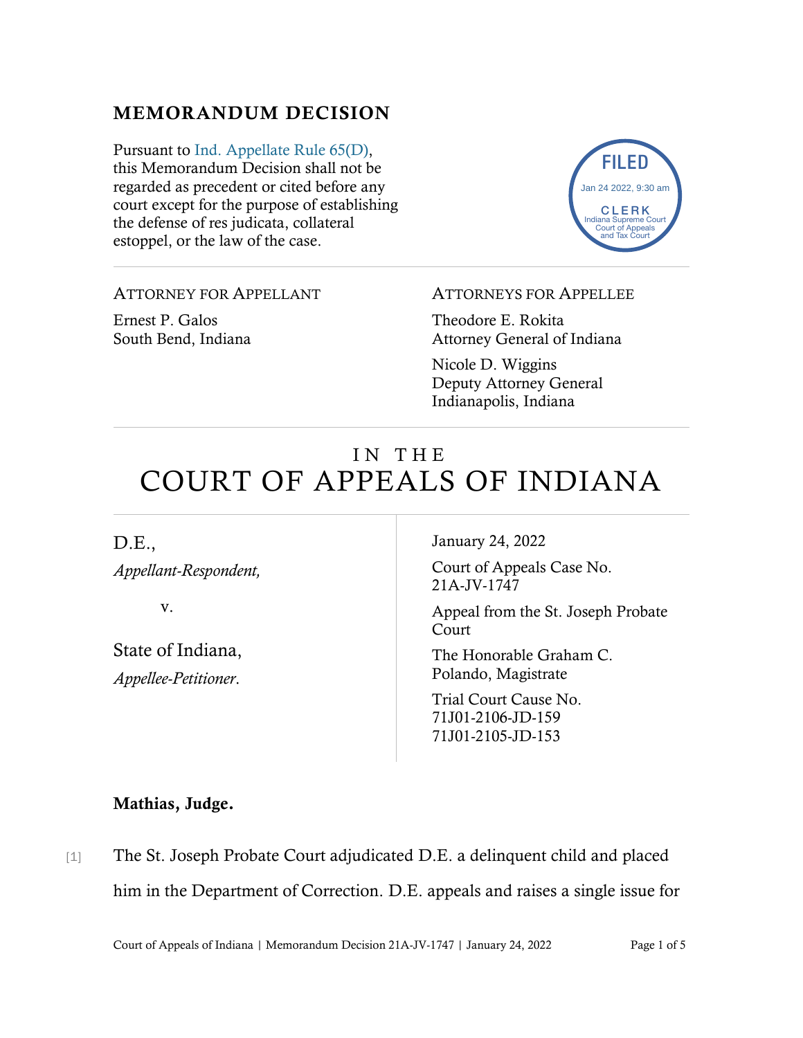## MEMORANDUM DECISION

Pursuant to Ind. Appellate Rule 65(D), this Memorandum Decision shall not be regarded as precedent or cited before any court except for the purpose of establishing the defense of res judicata, collateral estoppel, or the law of the case.

FILED
Jan 24 2022, 9:30 am
CLERK
Indiana Supreme Court
Court of Appeals
and Tax Court

ATTORNEY FOR APPELLANT

Ernest P. Galos
South Bend, Indiana

ATTORNEYS FOR APPELLEE

Theodore E. Rokita
Attorney General of Indiana

Nicole D. Wiggins
Deputy Attorney General
Indianapolis, Indiana

# IN THE COURT OF APPEALS OF INDIANA

D.E.,
*Appellant-Respondent,*

v.

State of Indiana,
*Appellee-Petitioner*.

January 24, 2022

Court of Appeals Case No. 21A-JV-1747

Appeal from the St. Joseph Probate Court

The Honorable Graham C. Polando, Magistrate

Trial Court Cause No.
71J01-2106-JD-159
71J01-2105-JD-153

**Mathias, Judge.**

[1] The St. Joseph Probate Court adjudicated D.E. a delinquent child and placed him in the Department of Correction. D.E. appeals and raises a single issue for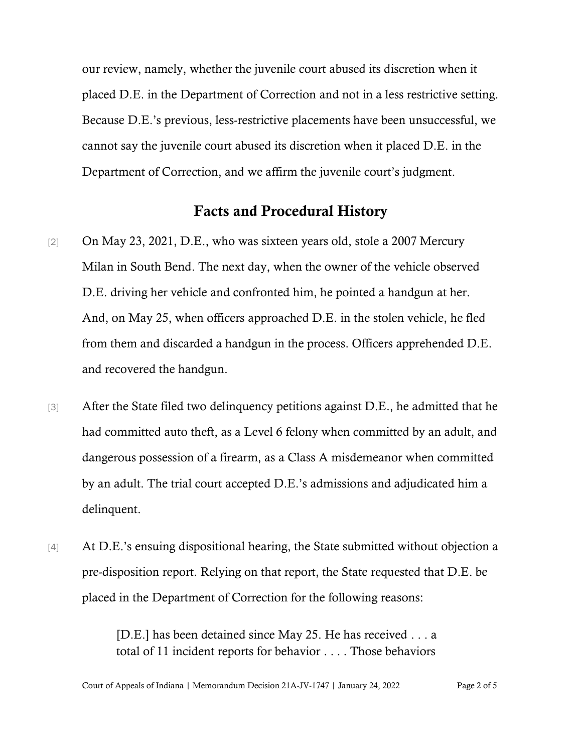our review, namely, whether the juvenile court abused its discretion when it placed D.E. in the Department of Correction and not in a less restrictive setting. Because D.E.'s previous, less-restrictive placements have been unsuccessful, we cannot say the juvenile court abused its discretion when it placed D.E. in the Department of Correction, and we affirm the juvenile court's judgment.

## Facts and Procedural History

[2] On May 23, 2021, D.E., who was sixteen years old, stole a 2007 Mercury Milan in South Bend. The next day, when the owner of the vehicle observed D.E. driving her vehicle and confronted him, he pointed a handgun at her. And, on May 25, when officers approached D.E. in the stolen vehicle, he fled from them and discarded a handgun in the process. Officers apprehended D.E. and recovered the handgun.

[3] After the State filed two delinquency petitions against D.E., he admitted that he had committed auto theft, as a Level 6 felony when committed by an adult, and dangerous possession of a firearm, as a Class A misdemeanor when committed by an adult. The trial court accepted D.E.'s admissions and adjudicated him a delinquent.

[4] At D.E.'s ensuing dispositional hearing, the State submitted without objection a pre-disposition report. Relying on that report, the State requested that D.E. be placed in the Department of Correction for the following reasons:

> [D.E.] has been detained since May 25. He has received . . . a total of 11 incident reports for behavior . . . . Those behaviors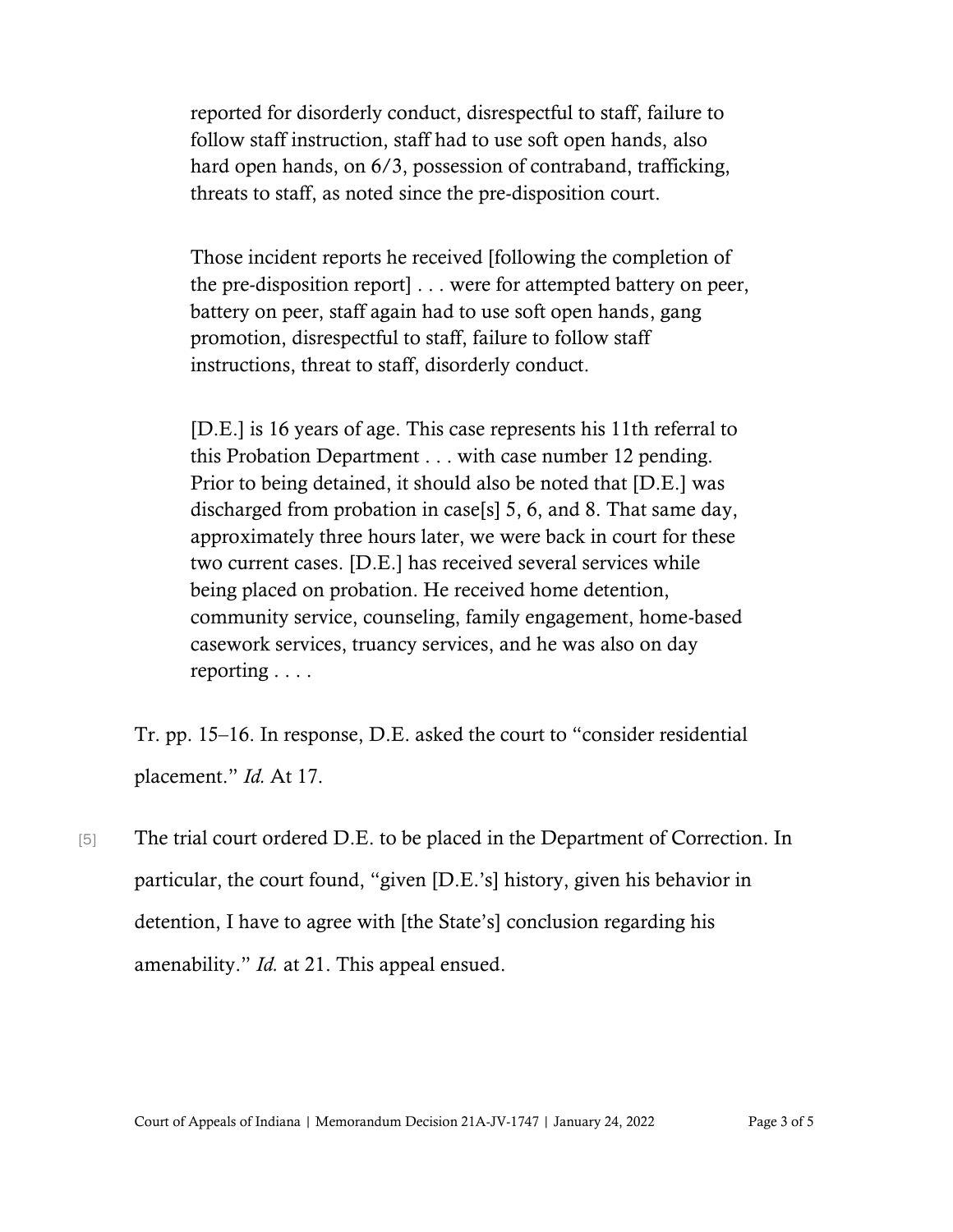> reported for disorderly conduct, disrespectful to staff, failure to follow staff instruction, staff had to use soft open hands, also hard open hands, on 6/3, possession of contraband, trafficking, threats to staff, as noted since the pre-disposition court.
>
> Those incident reports he received [following the completion of the pre-disposition report] . . . were for attempted battery on peer, battery on peer, staff again had to use soft open hands, gang promotion, disrespectful to staff, failure to follow staff instructions, threat to staff, disorderly conduct.
>
> [D.E.] is 16 years of age. This case represents his 11th referral to this Probation Department . . . with case number 12 pending. Prior to being detained, it should also be noted that [D.E.] was discharged from probation in case[s] 5, 6, and 8. That same day, approximately three hours later, we were back in court for these two current cases. [D.E.] has received several services while being placed on probation. He received home detention, community service, counseling, family engagement, home-based casework services, truancy services, and he was also on day reporting . . . .

Tr. pp. 15–16. In response, D.E. asked the court to "consider residential placement." *Id.* At 17.

[5] The trial court ordered D.E. to be placed in the Department of Correction. In particular, the court found, "given [D.E.'s] history, given his behavior in detention, I have to agree with [the State's] conclusion regarding his amenability." *Id.* at 21. This appeal ensued.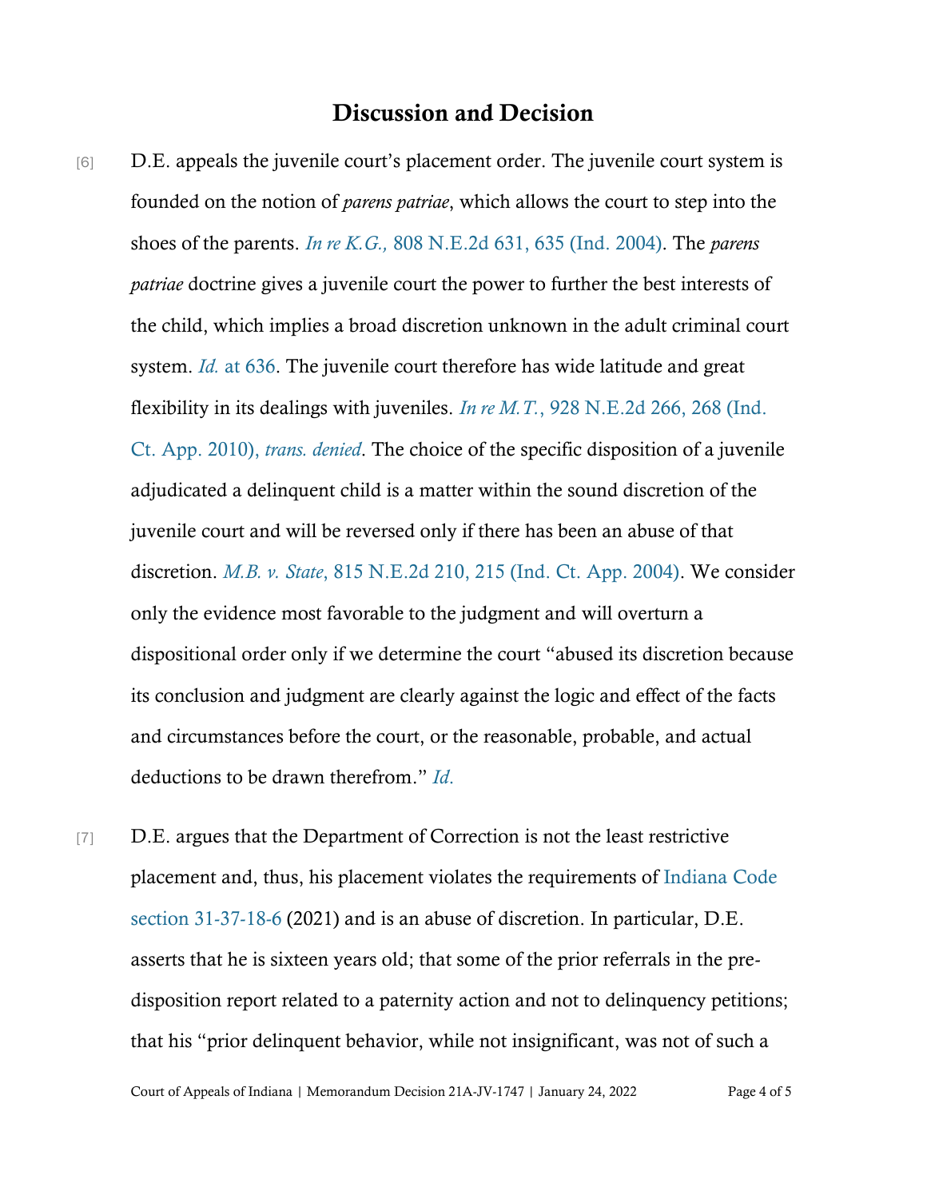## Discussion and Decision

[6] D.E. appeals the juvenile court's placement order. The juvenile court system is founded on the notion of *parens patriae*, which allows the court to step into the shoes of the parents. *In re K.G.,* 808 N.E.2d 631, 635 (Ind. 2004). The *parens patriae* doctrine gives a juvenile court the power to further the best interests of the child, which implies a broad discretion unknown in the adult criminal court system. *Id.* at 636. The juvenile court therefore has wide latitude and great flexibility in its dealings with juveniles. *In re M.T.*, 928 N.E.2d 266, 268 (Ind. Ct. App. 2010), *trans. denied*. The choice of the specific disposition of a juvenile adjudicated a delinquent child is a matter within the sound discretion of the juvenile court and will be reversed only if there has been an abuse of that discretion. *M.B. v. State*, 815 N.E.2d 210, 215 (Ind. Ct. App. 2004). We consider only the evidence most favorable to the judgment and will overturn a dispositional order only if we determine the court "abused its discretion because its conclusion and judgment are clearly against the logic and effect of the facts and circumstances before the court, or the reasonable, probable, and actual deductions to be drawn therefrom." *Id.*

[7] D.E. argues that the Department of Correction is not the least restrictive placement and, thus, his placement violates the requirements of Indiana Code section 31-37-18-6 (2021) and is an abuse of discretion. In particular, D.E. asserts that he is sixteen years old; that some of the prior referrals in the pre-disposition report related to a paternity action and not to delinquency petitions; that his "prior delinquent behavior, while not insignificant, was not of such a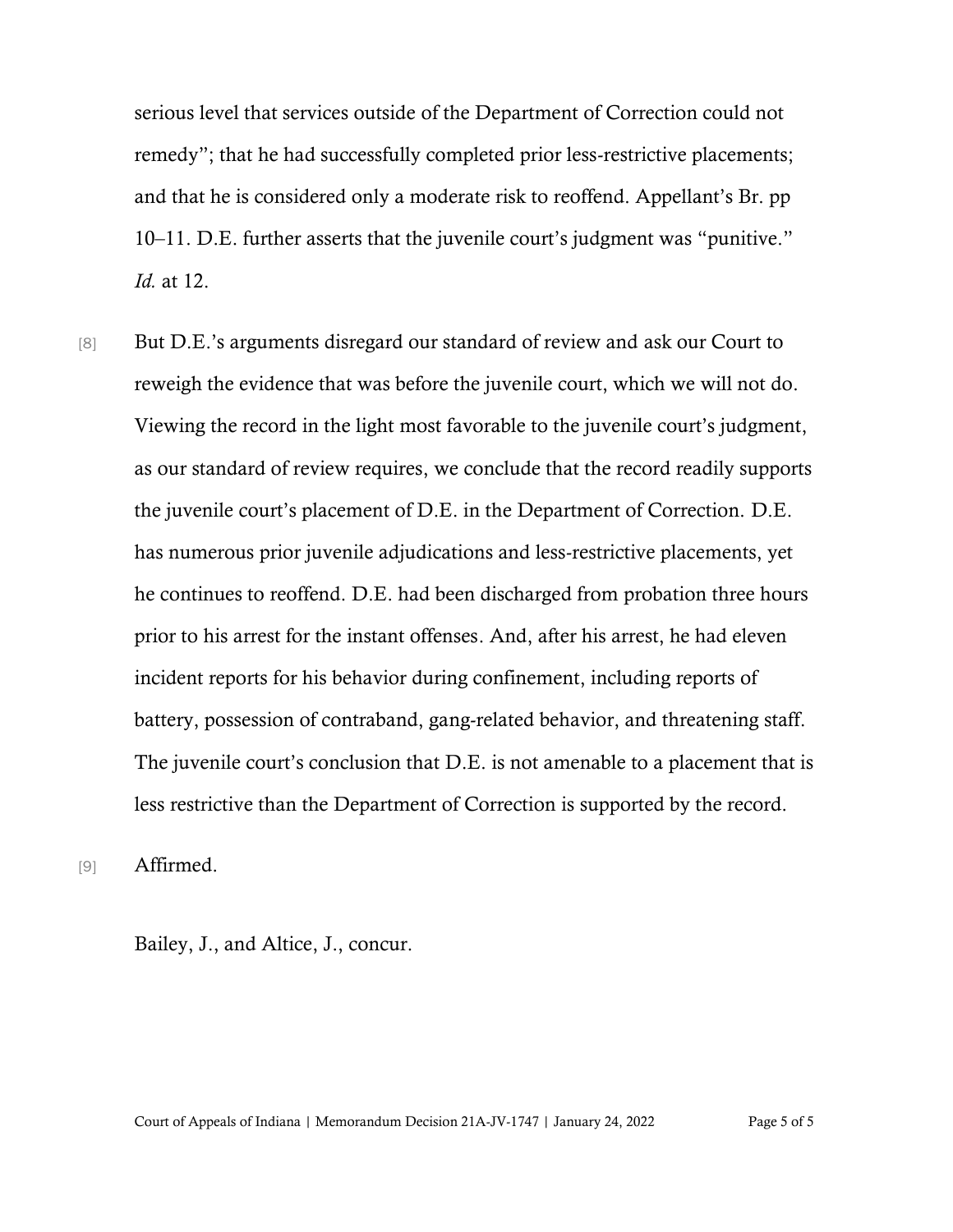serious level that services outside of the Department of Correction could not remedy"; that he had successfully completed prior less-restrictive placements; and that he is considered only a moderate risk to reoffend. Appellant's Br. pp 10–11. D.E. further asserts that the juvenile court's judgment was "punitive." *Id.* at 12.

[8] But D.E.'s arguments disregard our standard of review and ask our Court to reweigh the evidence that was before the juvenile court, which we will not do. Viewing the record in the light most favorable to the juvenile court's judgment, as our standard of review requires, we conclude that the record readily supports the juvenile court's placement of D.E. in the Department of Correction. D.E. has numerous prior juvenile adjudications and less-restrictive placements, yet he continues to reoffend. D.E. had been discharged from probation three hours prior to his arrest for the instant offenses. And, after his arrest, he had eleven incident reports for his behavior during confinement, including reports of battery, possession of contraband, gang-related behavior, and threatening staff. The juvenile court's conclusion that D.E. is not amenable to a placement that is less restrictive than the Department of Correction is supported by the record.

[9] Affirmed.

Bailey, J., and Altice, J., concur.